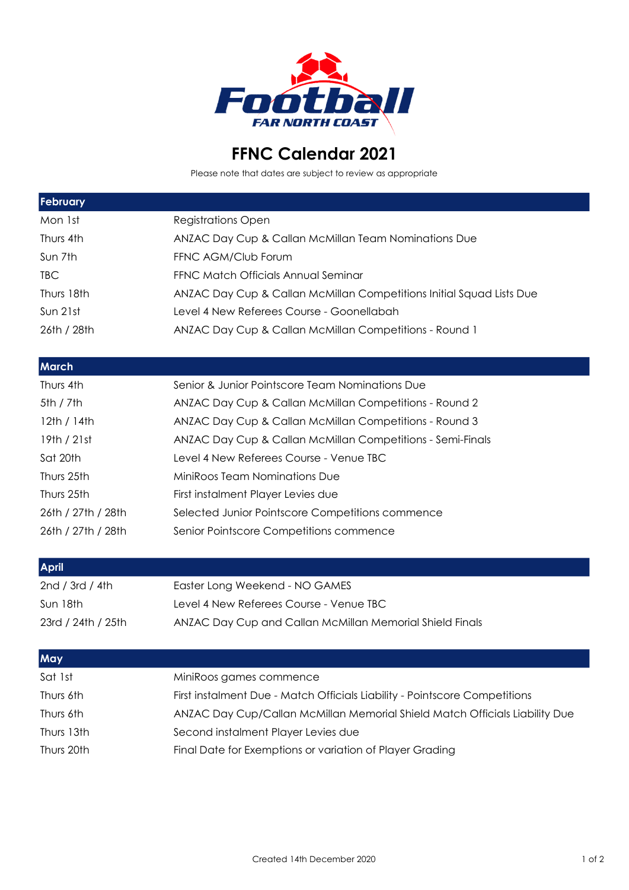Football FAR NORTH COAST

# FFNC Calendar 2021

Please note that dates are subject to review as appropriate

| February | |
|---|---|
| Mon 1st | Registrations Open |
| Thurs 4th | ANZAC Day Cup & Callan McMillan Team Nominations Due |
| Sun 7th | FFNC AGM/Club Forum |
| TBC | FFNC Match Officials Annual Seminar |
| Thurs 18th | ANZAC Day Cup & Callan McMillan Competitions Initial Squad Lists Due |
| Sun 21st | Level 4 New Referees Course - Goonellabah |
| 26th / 28th | ANZAC Day Cup & Callan McMillan Competitions - Round 1 |

| March | |
|---|---|
| Thurs 4th | Senior & Junior Pointscore Team Nominations Due |
| 5th / 7th | ANZAC Day Cup & Callan McMillan Competitions - Round 2 |
| 12th / 14th | ANZAC Day Cup & Callan McMillan Competitions - Round 3 |
| 19th / 21st | ANZAC Day Cup & Callan McMillan Competitions - Semi-Finals |
| Sat 20th | Level 4 New Referees Course - Venue TBC |
| Thurs 25th | MiniRoos Team Nominations Due |
| Thurs 25th | First instalment Player Levies due |
| 26th / 27th / 28th | Selected Junior Pointscore Competitions commence |
| 26th / 27th / 28th | Senior Pointscore Competitions commence |

| April | |
|---|---|
| 2nd / 3rd / 4th | Easter Long Weekend - NO GAMES |
| Sun 18th | Level 4 New Referees Course - Venue TBC |
| 23rd / 24th / 25th | ANZAC Day Cup and Callan McMillan Memorial Shield Finals |

| May | |
|---|---|
| Sat 1st | MiniRoos games commence |
| Thurs 6th | First instalment Due - Match Officials Liability - Pointscore Competitions |
| Thurs 6th | ANZAC Day Cup/Callan McMillan Memorial Shield Match Officials Liability Due |
| Thurs 13th | Second instalment Player Levies due |
| Thurs 20th | Final Date for Exemptions or variation of Player Grading |

Created 14th December 2020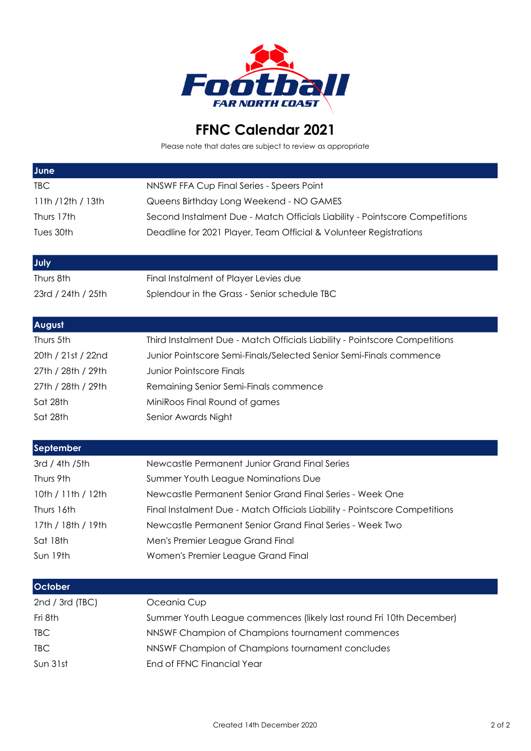# FFNC Calendar 2021

Please note that dates are subject to review as appropriate

| June | |
|---|---|
| TBC | NNSWF FFA Cup Final Series - Speers Point |
| 11th /12th / 13th | Queens Birthday Long Weekend - NO GAMES |
| Thurs 17th | Second Instalment Due - Match Officials Liability - Pointscore Competitions |
| Tues 30th | Deadline for 2021 Player, Team Official & Volunteer Registrations |

| July | |
|---|---|
| Thurs 8th | Final Instalment of Player Levies due |
| 23rd / 24th / 25th | Splendour in the Grass - Senior schedule TBC |

| August | |
|---|---|
| Thurs 5th | Third Instalment Due - Match Officials Liability - Pointscore Competitions |
| 20th / 21st / 22nd | Junior Pointscore Semi-Finals/Selected Senior Semi-Finals commence |
| 27th / 28th / 29th | Junior Pointscore Finals |
| 27th / 28th / 29th | Remaining Senior Semi-Finals commence |
| Sat 28th | MiniRoos Final Round of games |
| Sat 28th | Senior Awards Night |

| September | |
|---|---|
| 3rd / 4th /5th | Newcastle Permanent Junior Grand Final Series |
| Thurs 9th | Summer Youth League Nominations Due |
| 10th / 11th / 12th | Newcastle Permanent Senior Grand Final Series - Week One |
| Thurs 16th | Final Instalment Due - Match Officials Liability - Pointscore Competitions |
| 17th / 18th / 19th | Newcastle Permanent Senior Grand Final Series - Week Two |
| Sat 18th | Men's Premier League Grand Final |
| Sun 19th | Women's Premier League Grand Final |

| October | |
|---|---|
| 2nd / 3rd (TBC) | Oceania Cup |
| Fri 8th | Summer Youth League commences (likely last round Fri 10th December) |
| TBC | NNSWF Champion of Champions tournament commences |
| TBC | NNSWF Champion of Champions tournament concludes |
| Sun 31st | End of FFNC Financial Year |

Created 14th December 2020